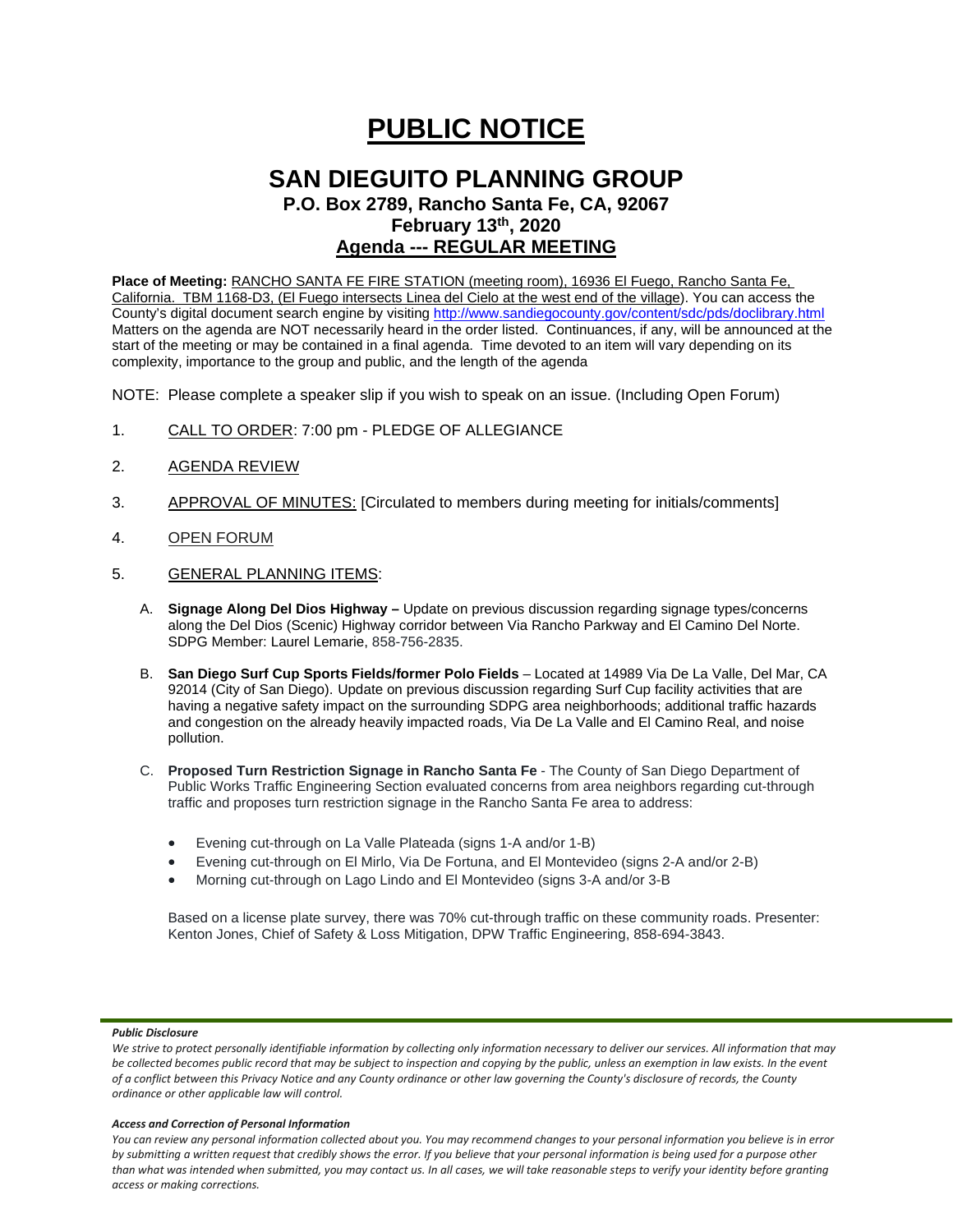# PUBLIC NOTICE

## SAN DIEGUITO PLANNING GROUP

### P.O. Box 2789, Rancho Santa Fe, CA, 92067

### February 13th, 2020

### Agenda --- REGULAR MEETING

**Place of Meeting:** RANCHO SANTA FE FIRE STATION (meeting room), 16936 El Fuego, Rancho Santa Fe, California. TBM 1168-D3, (El Fuego intersects Linea del Cielo at the west end of the village). You can access the County's digital document search engine by visiting http://www.sandiegocounty.gov/content/sdc/pds/doclibrary.html Matters on the agenda are NOT necessarily heard in the order listed. Continuances, if any, will be announced at the start of the meeting or may be contained in a final agenda. Time devoted to an item will vary depending on its complexity, importance to the group and public, and the length of the agenda

NOTE: Please complete a speaker slip if you wish to speak on an issue. (Including Open Forum)

1. CALL TO ORDER: 7:00 pm - PLEDGE OF ALLEGIANCE

2. AGENDA REVIEW

3. APPROVAL OF MINUTES: [Circulated to members during meeting for initials/comments]

4. OPEN FORUM

5. GENERAL PLANNING ITEMS:

   A. **Signage Along Del Dios Highway –** Update on previous discussion regarding signage types/concerns along the Del Dios (Scenic) Highway corridor between Via Rancho Parkway and El Camino Del Norte. SDPG Member: Laurel Lemarie, 858-756-2835.

   B. **San Diego Surf Cup Sports Fields/former Polo Fields** – Located at 14989 Via De La Valle, Del Mar, CA 92014 (City of San Diego). Update on previous discussion regarding Surf Cup facility activities that are having a negative safety impact on the surrounding SDPG area neighborhoods; additional traffic hazards and congestion on the already heavily impacted roads, Via De La Valle and El Camino Real, and noise pollution.

   C. **Proposed Turn Restriction Signage in Rancho Santa Fe** - The County of San Diego Department of Public Works Traffic Engineering Section evaluated concerns from area neighbors regarding cut-through traffic and proposes turn restriction signage in the Rancho Santa Fe area to address:

      - Evening cut-through on La Valle Plateada (signs 1-A and/or 1-B)
      - Evening cut-through on El Mirlo, Via De Fortuna, and El Montevideo (signs 2-A and/or 2-B)
      - Morning cut-through on Lago Lindo and El Montevideo (signs 3-A and/or 3-B

      Based on a license plate survey, there was 70% cut-through traffic on these community roads. Presenter: Kenton Jones, Chief of Safety & Loss Mitigation, DPW Traffic Engineering, 858-694-3843.

***Public Disclosure***

*We strive to protect personally identifiable information by collecting only information necessary to deliver our services. All information that may be collected becomes public record that may be subject to inspection and copying by the public, unless an exemption in law exists. In the event of a conflict between this Privacy Notice and any County ordinance or other law governing the County's disclosure of records, the County ordinance or other applicable law will control.*

***Access and Correction of Personal Information***

*You can review any personal information collected about you. You may recommend changes to your personal information you believe is in error by submitting a written request that credibly shows the error. If you believe that your personal information is being used for a purpose other than what was intended when submitted, you may contact us. In all cases, we will take reasonable steps to verify your identity before granting access or making corrections.*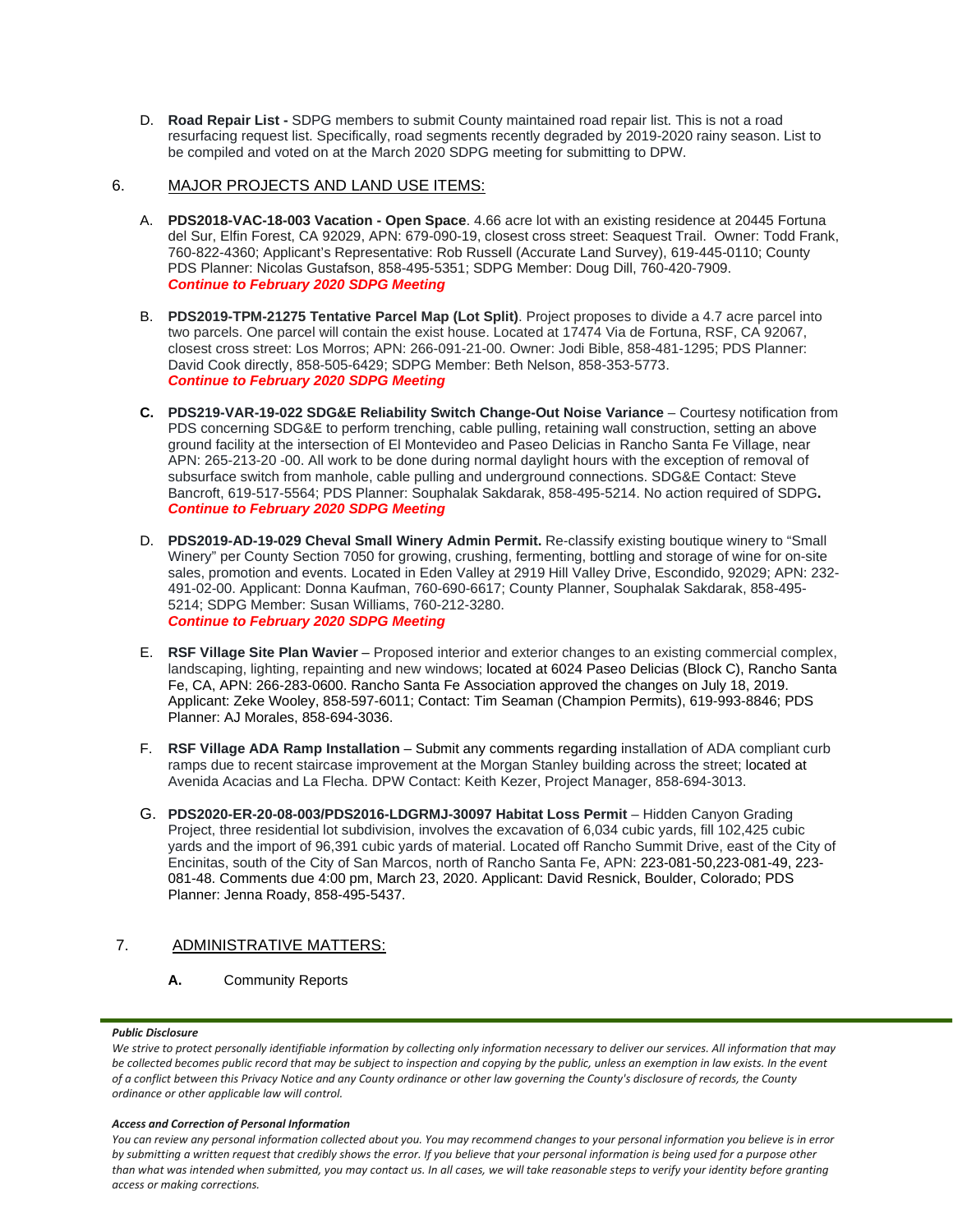D. **Road Repair List -** SDPG members to submit County maintained road repair list. This is not a road resurfacing request list. Specifically, road segments recently degraded by 2019-2020 rainy season. List to be compiled and voted on at the March 2020 SDPG meeting for submitting to DPW.

6. MAJOR PROJECTS AND LAND USE ITEMS:

A. **PDS2018-VAC-18-003 Vacation - Open Space**. 4.66 acre lot with an existing residence at 20445 Fortuna del Sur, Elfin Forest, CA 92029, APN: 679-090-19, closest cross street: Seaquest Trail. Owner: Todd Frank, 760-822-4360; Applicant's Representative: Rob Russell (Accurate Land Survey), 619-445-0110; County PDS Planner: Nicolas Gustafson, 858-495-5351; SDPG Member: Doug Dill, 760-420-7909.
***Continue to February 2020 SDPG Meeting***

B. **PDS2019-TPM-21275 Tentative Parcel Map (Lot Split)**. Project proposes to divide a 4.7 acre parcel into two parcels. One parcel will contain the exist house. Located at 17474 Via de Fortuna, RSF, CA 92067, closest cross street: Los Morros; APN: 266-091-21-00. Owner: Jodi Bible, 858-481-1295; PDS Planner: David Cook directly, 858-505-6429; SDPG Member: Beth Nelson, 858-353-5773.
***Continue to February 2020 SDPG Meeting***

**C. PDS219-VAR-19-022 SDG&E Reliability Switch Change-Out Noise Variance** – Courtesy notification from PDS concerning SDG&E to perform trenching, cable pulling, retaining wall construction, setting an above ground facility at the intersection of El Montevideo and Paseo Delicias in Rancho Santa Fe Village, near APN: 265-213-20 -00. All work to be done during normal daylight hours with the exception of removal of subsurface switch from manhole, cable pulling and underground connections. SDG&E Contact: Steve Bancroft, 619-517-5564; PDS Planner: Souphalak Sakdarak, 858-495-5214. No action required of SDPG**.**
***Continue to February 2020 SDPG Meeting***

D. **PDS2019-AD-19-029 Cheval Small Winery Admin Permit.** Re-classify existing boutique winery to "Small Winery" per County Section 7050 for growing, crushing, fermenting, bottling and storage of wine for on-site sales, promotion and events. Located in Eden Valley at 2919 Hill Valley Drive, Escondido, 92029; APN: 232-491-02-00. Applicant: Donna Kaufman, 760-690-6617; County Planner, Souphalak Sakdarak, 858-495-5214; SDPG Member: Susan Williams, 760-212-3280.
***Continue to February 2020 SDPG Meeting***

E. **RSF Village Site Plan Wavier** – Proposed interior and exterior changes to an existing commercial complex, landscaping, lighting, repainting and new windows; located at 6024 Paseo Delicias (Block C), Rancho Santa Fe, CA, APN: 266-283-0600. Rancho Santa Fe Association approved the changes on July 18, 2019. Applicant: Zeke Wooley, 858-597-6011; Contact: Tim Seaman (Champion Permits), 619-993-8846; PDS Planner: AJ Morales, 858-694-3036.

F. **RSF Village ADA Ramp Installation** – Submit any comments regarding installation of ADA compliant curb ramps due to recent staircase improvement at the Morgan Stanley building across the street; located at Avenida Acacias and La Flecha. DPW Contact: Keith Kezer, Project Manager, 858-694-3013.

G. **PDS2020-ER-20-08-003/PDS2016-LDGRMJ-30097 Habitat Loss Permit** – Hidden Canyon Grading Project, three residential lot subdivision, involves the excavation of 6,034 cubic yards, fill 102,425 cubic yards and the import of 96,391 cubic yards of material. Located off Rancho Summit Drive, east of the City of Encinitas, south of the City of San Marcos, north of Rancho Santa Fe, APN: 223-081-50,223-081-49, 223-081-48. Comments due 4:00 pm, March 23, 2020. Applicant: David Resnick, Boulder, Colorado; PDS Planner: Jenna Roady, 858-495-5437.

7. ADMINISTRATIVE MATTERS:

**A.** Community Reports

***Public Disclosure***

*We strive to protect personally identifiable information by collecting only information necessary to deliver our services. All information that may be collected becomes public record that may be subject to inspection and copying by the public, unless an exemption in law exists. In the event of a conflict between this Privacy Notice and any County ordinance or other law governing the County's disclosure of records, the County ordinance or other applicable law will control.*

***Access and Correction of Personal Information***

*You can review any personal information collected about you. You may recommend changes to your personal information you believe is in error by submitting a written request that credibly shows the error. If you believe that your personal information is being used for a purpose other than what was intended when submitted, you may contact us. In all cases, we will take reasonable steps to verify your identity before granting access or making corrections.*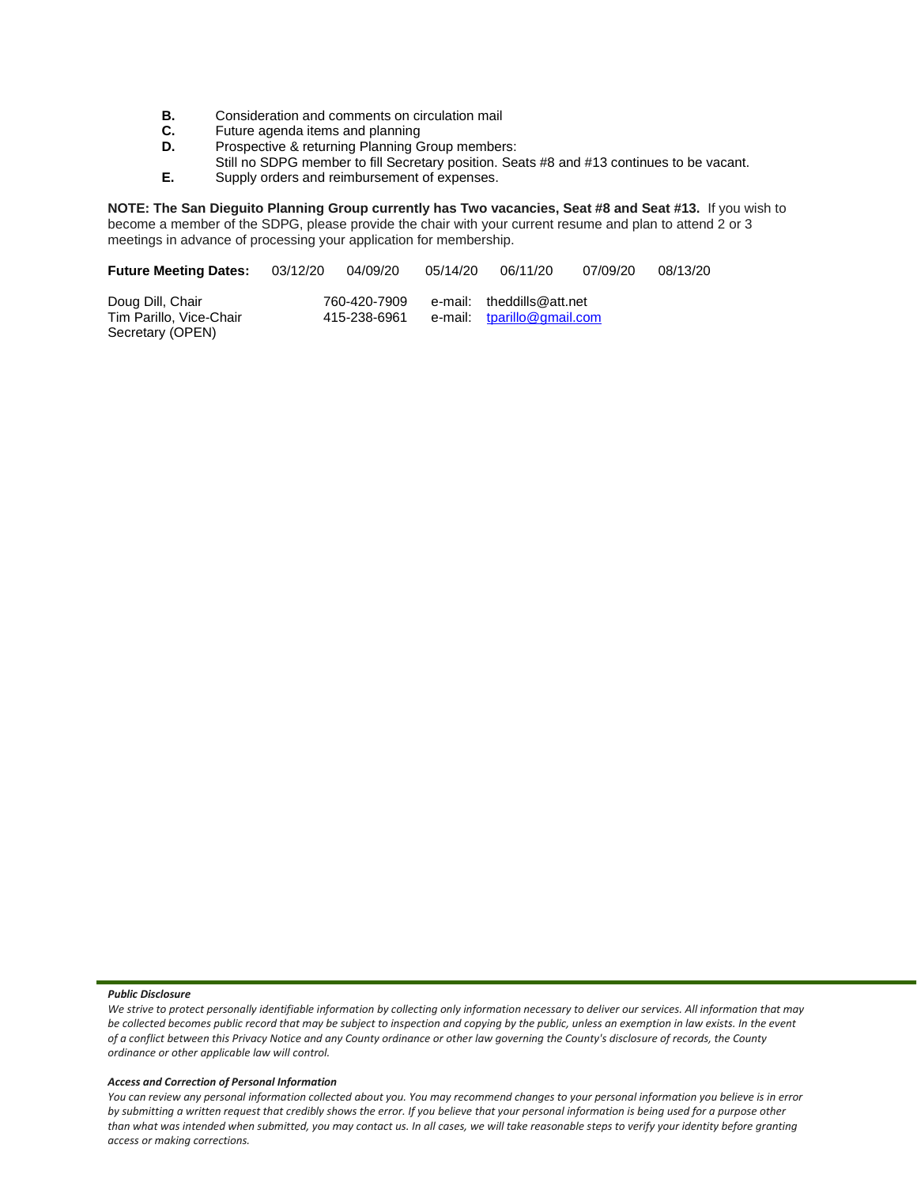**B.** Consideration and comments on circulation mail

**C.** Future agenda items and planning

**D.** Prospective & returning Planning Group members:
Still no SDPG member to fill Secretary position. Seats #8 and #13 continues to be vacant.

**E.** Supply orders and reimbursement of expenses.

**NOTE: The San Dieguito Planning Group currently has Two vacancies, Seat #8 and Seat #13.** If you wish to become a member of the SDPG, please provide the chair with your current resume and plan to attend 2 or 3 meetings in advance of processing your application for membership.

**Future Meeting Dates:** 03/12/20 04/09/20 05/14/20 06/11/20 07/09/20 08/13/20

| | | |
|---|---|---|
| Doug Dill, Chair | 760-420-7909 | e-mail: theddills@att.net |
| Tim Parillo, Vice-Chair | 415-238-6961 | e-mail: tparillo@gmail.com |
| Secretary (OPEN) | | |

***Public Disclosure***

*We strive to protect personally identifiable information by collecting only information necessary to deliver our services. All information that may be collected becomes public record that may be subject to inspection and copying by the public, unless an exemption in law exists. In the event of a conflict between this Privacy Notice and any County ordinance or other law governing the County's disclosure of records, the County ordinance or other applicable law will control.*

***Access and Correction of Personal Information***

*You can review any personal information collected about you. You may recommend changes to your personal information you believe is in error by submitting a written request that credibly shows the error. If you believe that your personal information is being used for a purpose other than what was intended when submitted, you may contact us. In all cases, we will take reasonable steps to verify your identity before granting access or making corrections.*